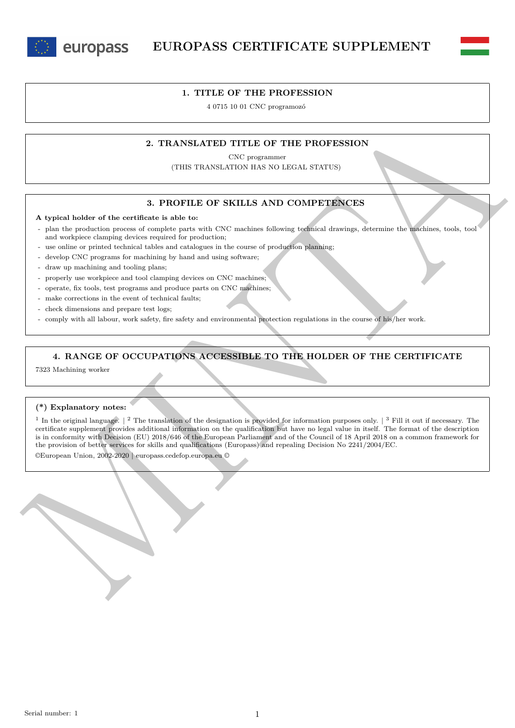# EUROPASS CERTIFICATE SUPPLEMENT

## 1. TITLE OF THE PROFESSION

4 0715 10 01 CNC programozó

## 2. TRANSLATED TITLE OF THE PROFESSION

CNC programmer

(THIS TRANSLATION HAS NO LEGAL STATUS)

## 3. PROFILE OF SKILLS AND COMPETENCES

**A typical holder of the certificate is able to:**

- plan the production process of complete parts with CNC machines following technical drawings, determine the machines, tools, tool and workpiece clamping devices required for production;
- use online or printed technical tables and catalogues in the course of production planning;
- develop CNC programs for machining by hand and using software;
- draw up machining and tooling plans;
- properly use workpiece and tool clamping devices on CNC machines;
- operate, fix tools, test programs and produce parts on CNC machines;
- make corrections in the event of technical faults;
- check dimensions and prepare test logs;
- comply with all labour, work safety, fire safety and environmental protection regulations in the course of his/her work.

## 4. RANGE OF OCCUPATIONS ACCESSIBLE TO THE HOLDER OF THE CERTIFICATE

7323 Machining worker

**(*) Explanatory notes:**

[1] In the original language. | [2] The translation of the designation is provided for information purposes only. | [3] Fill it out if necessary. The certificate supplement provides additional information on the qualification but have no legal value in itself. The format of the description is in conformity with Decision (EU) 2018/646 of the European Parliament and of the Council of 18 April 2018 on a common framework for the provision of better services for skills and qualifications (Europass) and repealing Decision No 2241/2004/EC.

©European Union, 2002-2020 | europass.cedefop.europa.eu ©

Serial number: 1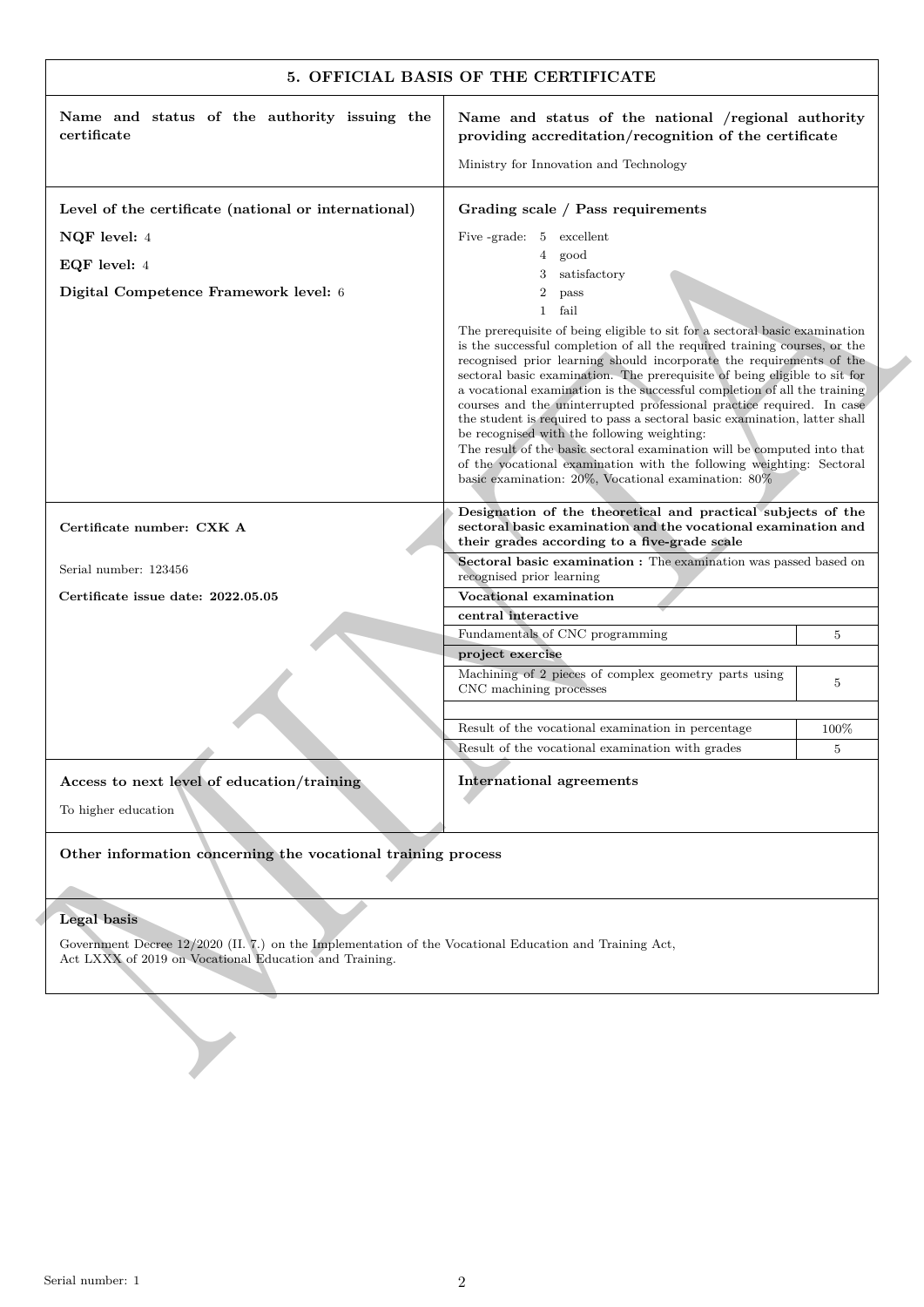## 5. OFFICIAL BASIS OF THE CERTIFICATE

| Name and status of the authority issuing the certificate | Name and status of the national /regional authority providing accreditation/recognition of the certificate |
|---|---|
| | Ministry for Innovation and Technology |

**Level of the certificate (national or international)**

**NQF level:** 4

**EQF level:** 4

**Digital Competence Framework level:** 6

**Grading scale / Pass requirements**

Five -grade:
- 5 excellent
- 4 good
- 3 satisfactory
- 2 pass
- 1 fail

The prerequisite of being eligible to sit for a sectoral basic examination is the successful completion of all the required training courses, or the recognised prior learning should incorporate the requirements of the sectoral basic examination. The prerequisite of being eligible to sit for a vocational examination is the successful completion of all the training courses and the uninterrupted professional practice required. In case the student is required to pass a sectoral basic examination, latter shall be recognised with the following weighting:
The result of the basic sectoral examination will be computed into that of the vocational examination with the following weighting: Sectoral basic examination: 20%, Vocational examination: 80%

**Certificate number: CXK A**

Serial number: 123456

**Certificate issue date: 2022.05.05**

| **Designation of the theoretical and practical subjects of the sectoral basic examination and the vocational examination and their grades according to a five-grade scale** | |
|---|---|
| **Sectoral basic examination :** The examination was passed based on recognised prior learning | |
| **Vocational examination** | |
| **central interactive** | |
| Fundamentals of CNC programming | 5 |
| **project exercise** | |
| Machining of 2 pieces of complex geometry parts using CNC machining processes | 5 |
| | |
| Result of the vocational examination in percentage | 100% |
| Result of the vocational examination with grades | 5 |

**Access to next level of education/training**

To higher education

**International agreements**

**Other information concerning the vocational training process**

**Legal basis**

Government Decree 12/2020 (II. 7.) on the Implementation of the Vocational Education and Training Act,
Act LXXX of 2019 on Vocational Education and Training.

Serial number: 1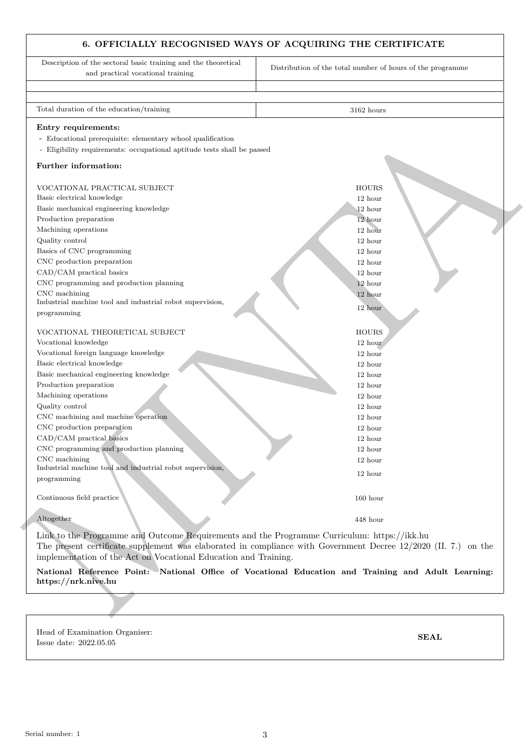## 6. OFFICIALLY RECOGNISED WAYS OF ACQUIRING THE CERTIFICATE

| Description of the sectoral basic training and the theoretical and practical vocational training | Distribution of the total number of hours of the programme |
|---|---|
| | |
| | |
| Total duration of the education/training | 3162 hours |

**Entry requirements:**

- Educational prerequisite: elementary school qualification
- Eligibility requirements: occupational aptitude tests shall be passed

**Further information:**

| VOCATIONAL PRACTICAL SUBJECT | HOURS |
|---|---|
| Basic electrical knowledge | 12 hour |
| Basic mechanical engineering knowledge | 12 hour |
| Production preparation | 12 hour |
| Machining operations | 12 hour |
| Quality control | 12 hour |
| Basics of CNC programming | 12 hour |
| CNC production preparation | 12 hour |
| CAD/CAM practical basics | 12 hour |
| CNC programming and production planning | 12 hour |
| CNC machining | 12 hour |
| Industrial machine tool and industrial robot supervision, programming | 12 hour |

| VOCATIONAL THEORETICAL SUBJECT | HOURS |
|---|---|
| Vocational knowledge | 12 hour |
| Vocational foreign language knowledge | 12 hour |
| Basic electrical knowledge | 12 hour |
| Basic mechanical engineering knowledge | 12 hour |
| Production preparation | 12 hour |
| Machining operations | 12 hour |
| Quality control | 12 hour |
| CNC machining and machine operation | 12 hour |
| CNC production preparation | 12 hour |
| CAD/CAM practical basics | 12 hour |
| CNC programming and production planning | 12 hour |
| CNC machining | 12 hour |
| Industrial machine tool and industrial robot supervision, programming | 12 hour |
| | |
| Continuous field practice | 160 hour |
| | |
| Altogether | 448 hour |

Link to the Programme and Outcome Requirements and the Programme Curriculum: https://ikk.hu
The present certificate supplement was elaborated in compliance with Government Decree 12/2020 (II. 7.) on the implementation of the Act on Vocational Education and Training.

**National Reference Point: National Office of Vocational Education and Training and Adult Learning: https://nrk.nive.hu**

Head of Examination Organiser:
Issue date: 2022.05.05

**SEAL**

Serial number: 1